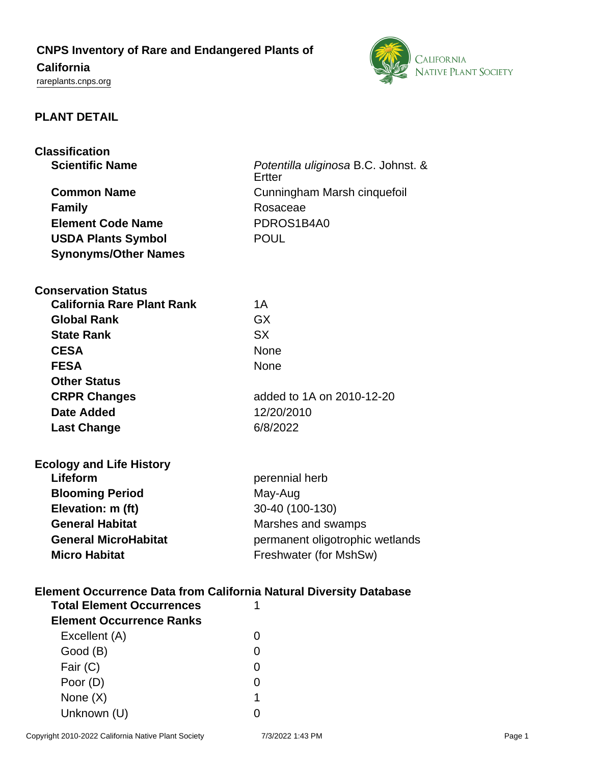# CNPS Inventory of Rare and Endangered Plants of California

rareplants.cnps.org

## PLANT DETAIL

### Classification

| | |
|---|---|
| **Scientific Name** | *Potentilla uliginosa* B.C. Johnst. & Ertter |
| **Common Name** | Cunningham Marsh cinquefoil |
| **Family** | Rosaceae |
| **Element Code Name** | PDROS1B4A0 |
| **USDA Plants Symbol** | POUL |
| **Synonyms/Other Names** | |

### Conservation Status

| | |
|---|---|
| **California Rare Plant Rank** | 1A |
| **Global Rank** | GX |
| **State Rank** | SX |
| **CESA** | None |
| **FESA** | None |
| **Other Status** | |
| **CRPR Changes** | added to 1A on 2010-12-20 |
| **Date Added** | 12/20/2010 |
| **Last Change** | 6/8/2022 |

### Ecology and Life History

| | |
|---|---|
| **Lifeform** | perennial herb |
| **Blooming Period** | May-Aug |
| **Elevation: m (ft)** | 30-40 (100-130) |
| **General Habitat** | Marshes and swamps |
| **General MicroHabitat** | permanent oligotrophic wetlands |
| **Micro Habitat** | Freshwater (for MshSw) |

### Element Occurrence Data from California Natural Diversity Database

| | |
|---|---|
| **Total Element Occurrences** | 1 |
| **Element Occurrence Ranks** | |
| Excellent (A) | 0 |
| Good (B) | 0 |
| Fair (C) | 0 |
| Poor (D) | 0 |
| None (X) | 1 |
| Unknown (U) | 0 |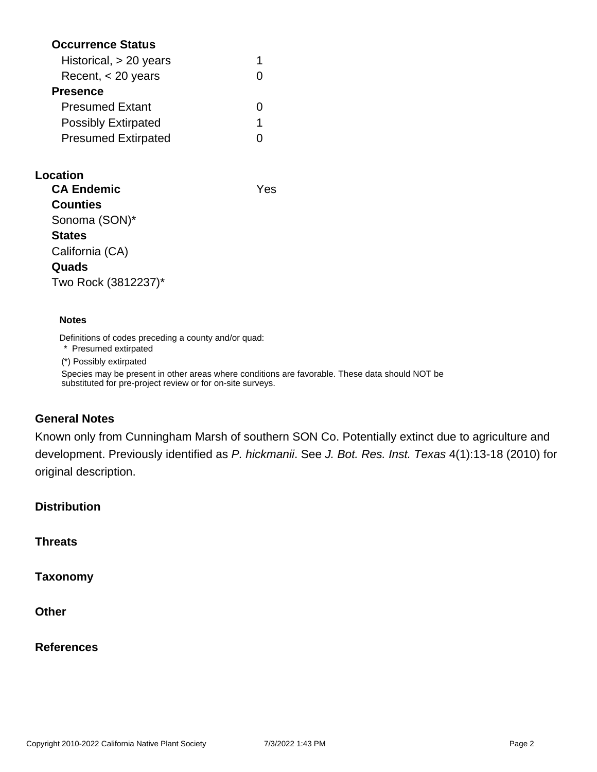**Occurrence Status**

| | |
|---|---|
| Historical, > 20 years | 1 |
| Recent, < 20 years | 0 |

**Presence**

| | |
|---|---|
| Presumed Extant | 0 |
| Possibly Extirpated | 1 |
| Presumed Extirpated | 0 |

## Location

**CA Endemic** Yes

**Counties**

Sonoma (SON)*

**States**

California (CA)

**Quads**

Two Rock (3812237)*

**Notes**

Definitions of codes preceding a county and/or quad:

* Presumed extirpated

(*) Possibly extirpated

Species may be present in other areas where conditions are favorable. These data should NOT be substituted for pre-project review or for on-site surveys.

## General Notes

Known only from Cunningham Marsh of southern SON Co. Potentially extinct due to agriculture and development. Previously identified as *P. hickmanii*. See *J. Bot. Res. Inst. Texas* 4(1):13-18 (2010) for original description.

## Distribution

## Threats

## Taxonomy

## Other

## References